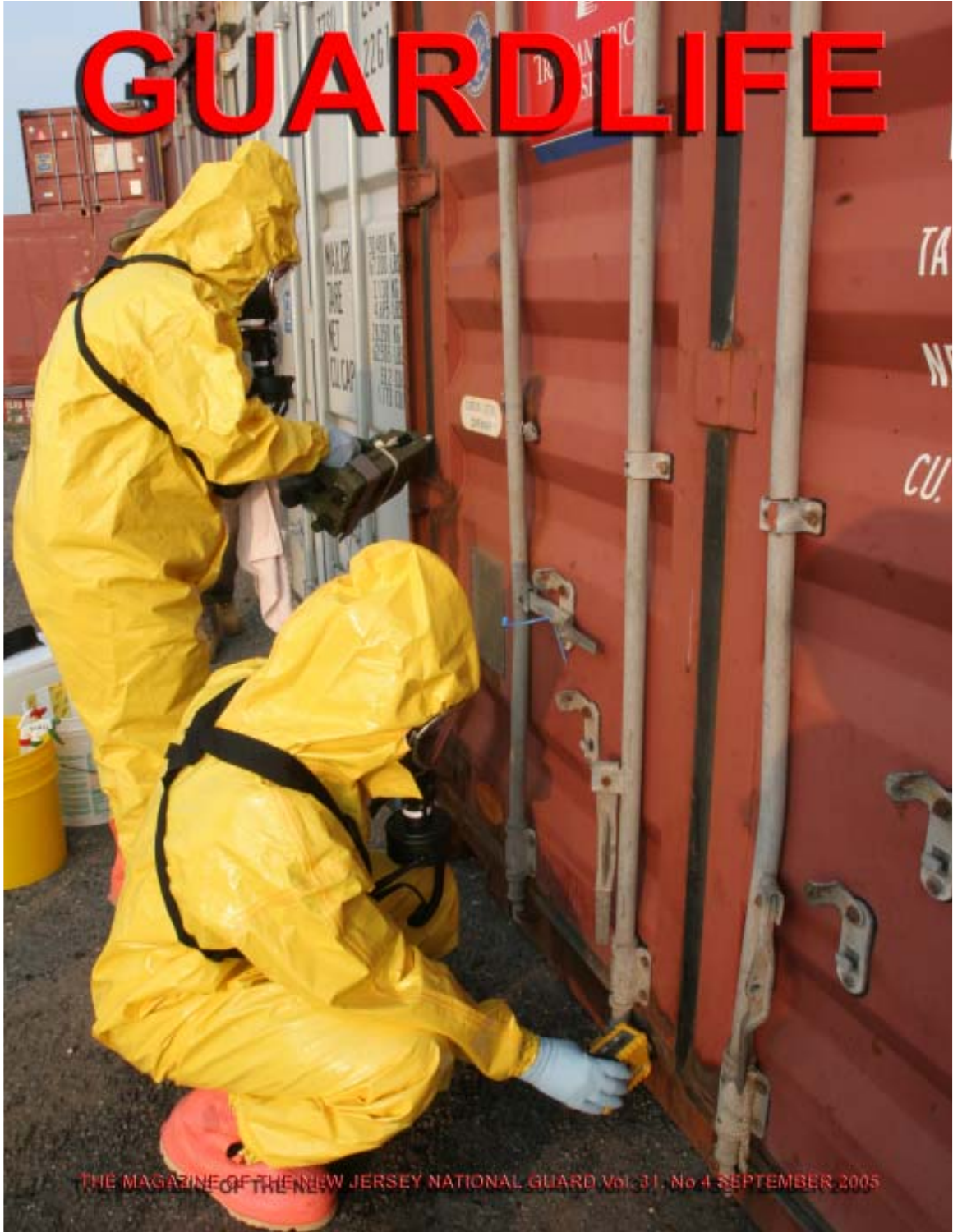# GUARDLIFE

THE MAGAZINE OF THE NEW JERSEY NATIONAL GUARD Vol. 31, No 4 SEPTEMBER 2005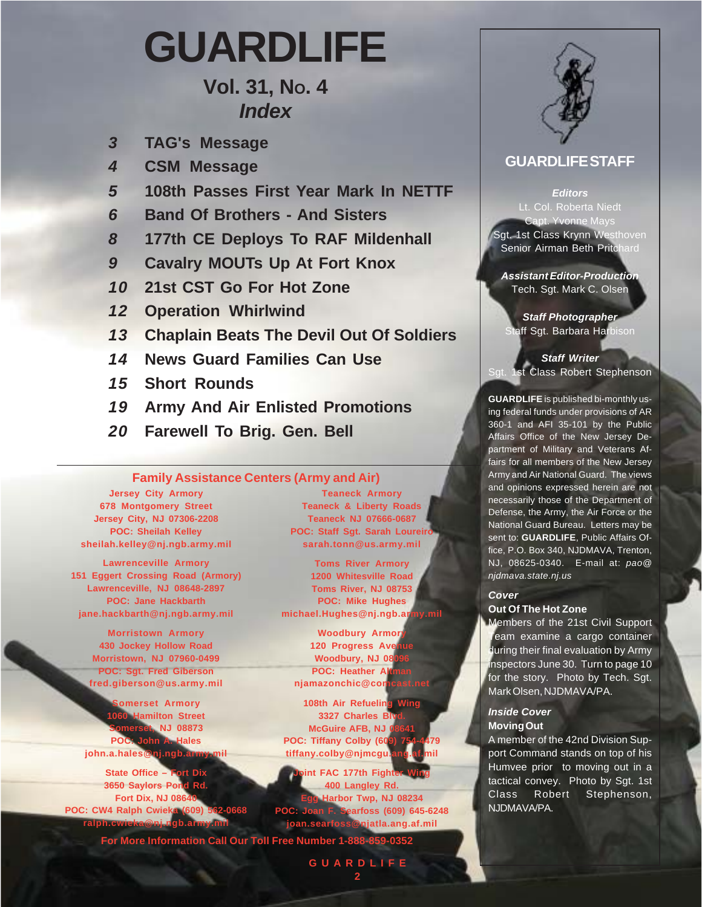# GUARDLIFE

## Vol. 31, No. 4
## *Index*

- *3* TAG's Message
- *4* CSM Message
- *5* 108th Passes First Year Mark In NETTF
- *6* Band Of Brothers - And Sisters
- *8* 177th CE Deploys To RAF Mildenhall
- *9* Cavalry MOUTs Up At Fort Knox
- *10* 21st CST Go For Hot Zone
- *12* Operation Whirlwind
- *13* Chaplain Beats The Devil Out Of Soldiers
- *14* News Guard Families Can Use
- *15* Short Rounds
- *19* Army And Air Enlisted Promotions
- *20* Farewell To Brig. Gen. Bell

### Family Assistance Centers (Army and Air)

**Jersey City Armory**
678 Montgomery Street
Jersey City, NJ 07306-2208
POC: Sheilah Kelley
sheilah.kelley@nj.ngb.army.mil

**Teaneck Armory**
Teaneck & Liberty Roads
Teaneck NJ 07666-0687
POC: Staff Sgt. Sarah Loureiro
sarah.tonn@us.army.mil

**Lawrenceville Armory**
151 Eggert Crossing Road (Armory)
Lawrenceville, NJ 08648-2897
POC: Jane Hackbarth
jane.hackbarth@nj.ngb.army.mil

**Toms River Armory**
1200 Whitesville Road
Toms River, NJ 08753
POC: Mike Hughes
michael.Hughes@nj.ngb.army.mil

**Morristown Armory**
430 Jockey Hollow Road
Morristown, NJ 07960-0499
POC: Sgt. Fred Giberson
fred.giberson@us.army.mil

**Woodbury Armory**
120 Progress Avenue
Woodbury, NJ 08096
POC: Heather Altman
njamazonchic@comcast.net

**Somerset Armory**
1060 Hamilton Street
Somerset, NJ 08873
POC: John A. Hales
john.a.hales@nj.ngb.army.mil

**108th Air Refueling Wing**
3327 Charles Blvd.
McGuire AFB, NJ 08641
POC: Tiffany Colby (609) 754-4479
tiffany.colby@njmcgu.ang.af.mil

**State Office – Fort Dix**
3650 Saylors Pond Rd.
Fort Dix, NJ 08640
POC: CW4 Ralph Cwieka (609) 562-0668
ralph.cwieka@nj.ngb.army.mil

**Joint FAC 177th Fighter Wing**
400 Langley Rd.
Egg Harbor Twp, NJ 08234
POC: Joan F. Searfoss (609) 645-6248
joan.searfoss@njatla.ang.af.mil

**For More Information Call Our Toll Free Number 1-888-859-0352**

## GUARDLIFE STAFF

***Editors***
Lt. Col. Roberta Niedt
Capt. Yvonne Mays
Sgt. 1st Class Krynn Westhoven
Senior Airman Beth Pritchard

***Assistant Editor-Production***
Tech. Sgt. Mark C. Olsen

***Staff Photographer***
Staff Sgt. Barbara Harbison

***Staff Writer***
Sgt. 1st Class Robert Stephenson

**GUARDLIFE** is published bi-monthly using federal funds under provisions of AR 360-1 and AFI 35-101 by the Public Affairs Office of the New Jersey Department of Military and Veterans Affairs for all members of the New Jersey Army and Air National Guard. The views and opinions expressed herein are not necessarily those of the Department of Defense, the Army, the Air Force or the National Guard Bureau. Letters may be sent to: **GUARDLIFE**, Public Affairs Office, P.O. Box 340, NJDMAVA, Trenton, NJ, 08625-0340. E-mail at: *pao@njdmava.state.nj.us*

***Cover***
**Out Of The Hot Zone**
Members of the 21st Civil Support Team examine a cargo container during their final evaluation by Army inspectors June 30. Turn to page 10 for the story. Photo by Tech. Sgt. Mark Olsen, NJDMAVA/PA.

***Inside Cover***
**Moving Out**
A member of the 42nd Division Support Command stands on top of his Humvee prior to moving out in a tactical convey. Photo by Sgt. 1st Class Robert Stephenson, NJDMAVA/PA.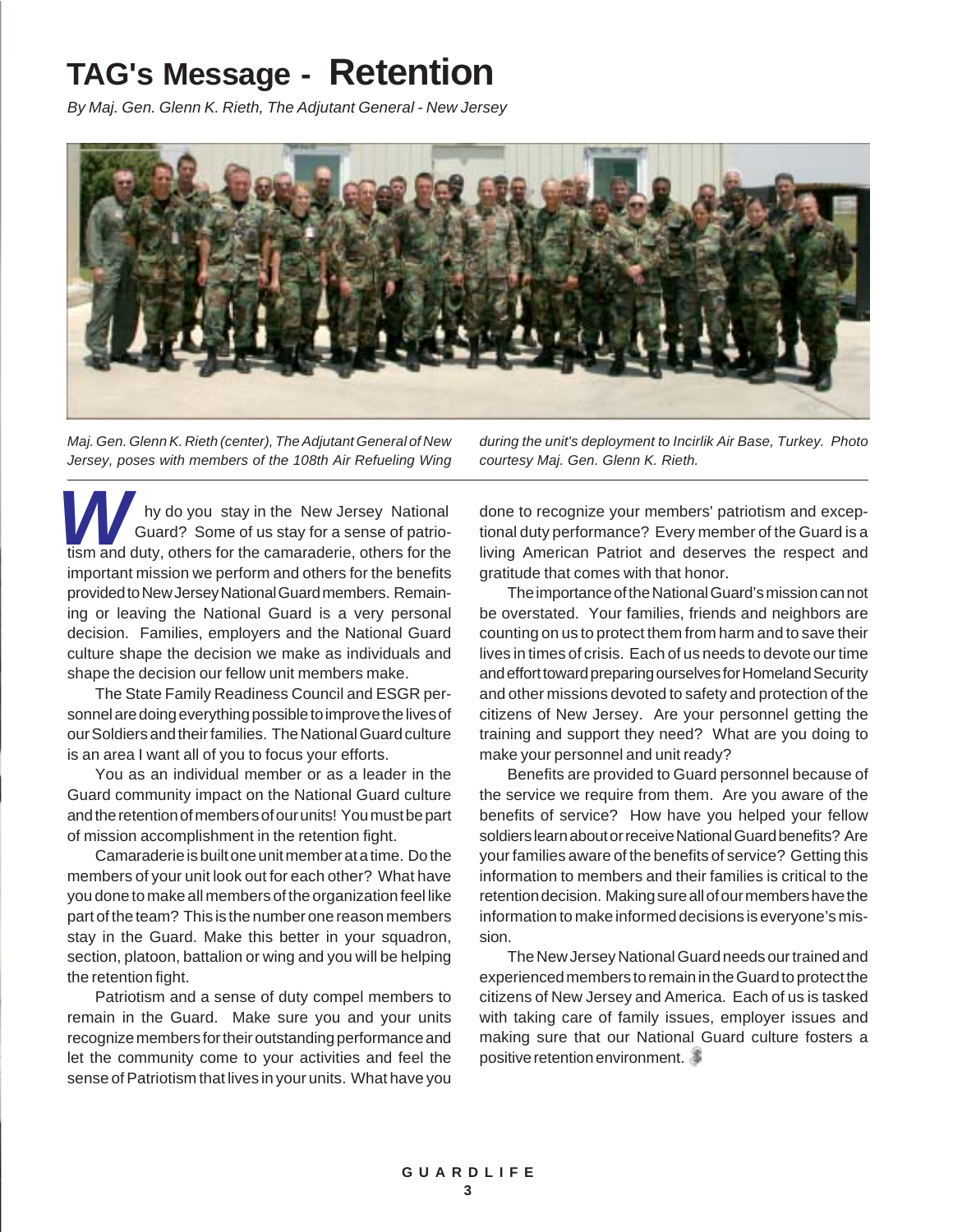# TAG's Message - Retention

*By Maj. Gen. Glenn K. Rieth, The Adjutant General - New Jersey*

*Maj. Gen. Glenn K. Rieth (center), The Adjutant General of New Jersey, poses with members of the 108th Air Refueling Wing during the unit's deployment to Incirlik Air Base, Turkey. Photo courtesy Maj. Gen. Glenn K. Rieth.*

Why do you stay in the New Jersey National Guard? Some of us stay for a sense of patriotism and duty, others for the camaraderie, others for the important mission we perform and others for the benefits provided to New Jersey National Guard members. Remaining or leaving the National Guard is a very personal decision. Families, employers and the National Guard culture shape the decision we make as individuals and shape the decision our fellow unit members make.

The State Family Readiness Council and ESGR personnel are doing everything possible to improve the lives of our Soldiers and their families. The National Guard culture is an area I want all of you to focus your efforts.

You as an individual member or as a leader in the Guard community impact on the National Guard culture and the retention of members of our units! You must be part of mission accomplishment in the retention fight.

Camaraderie is built one unit member at a time. Do the members of your unit look out for each other? What have you done to make all members of the organization feel like part of the team? This is the number one reason members stay in the Guard. Make this better in your squadron, section, platoon, battalion or wing and you will be helping the retention fight.

Patriotism and a sense of duty compel members to remain in the Guard. Make sure you and your units recognize members for their outstanding performance and let the community come to your activities and feel the sense of Patriotism that lives in your units. What have you done to recognize your members' patriotism and exceptional duty performance? Every member of the Guard is a living American Patriot and deserves the respect and gratitude that comes with that honor.

The importance of the National Guard's mission can not be overstated. Your families, friends and neighbors are counting on us to protect them from harm and to save their lives in times of crisis. Each of us needs to devote our time and effort toward preparing ourselves for Homeland Security and other missions devoted to safety and protection of the citizens of New Jersey. Are your personnel getting the training and support they need? What are you doing to make your personnel and unit ready?

Benefits are provided to Guard personnel because of the service we require from them. Are you aware of the benefits of service? How have you helped your fellow soldiers learn about or receive National Guard benefits? Are your families aware of the benefits of service? Getting this information to members and their families is critical to the retention decision. Making sure all of our members have the information to make informed decisions is everyone's mission.

The New Jersey National Guard needs our trained and experienced members to remain in the Guard to protect the citizens of New Jersey and America. Each of us is tasked with taking care of family issues, employer issues and making sure that our National Guard culture fosters a positive retention environment.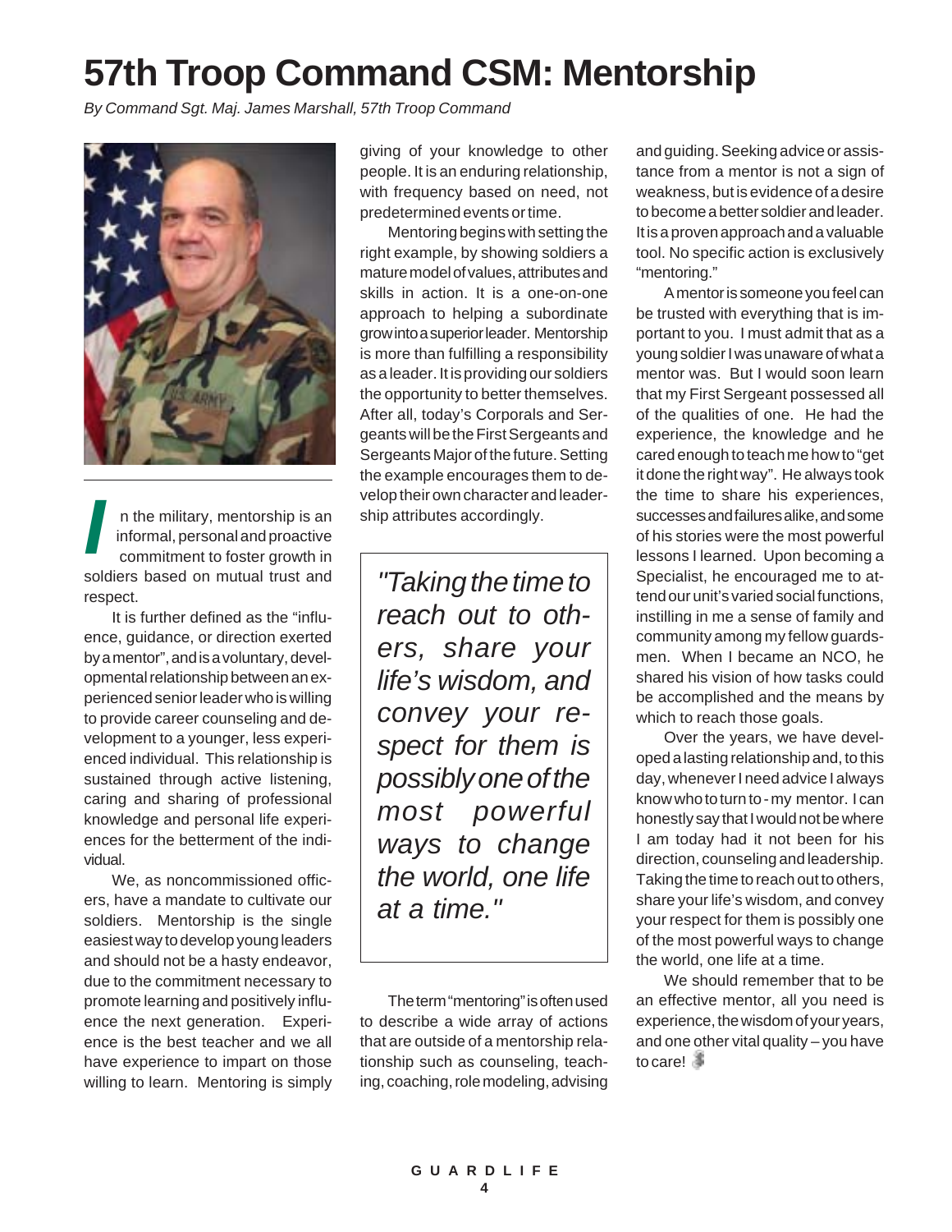# 57th Troop Command CSM: Mentorship

*By Command Sgt. Maj. James Marshall, 57th Troop Command*

In the military, mentorship is an informal, personal and proactive commitment to foster growth in soldiers based on mutual trust and respect.

It is further defined as the "influence, guidance, or direction exerted by a mentor", and is a voluntary, developmental relationship between an experienced senior leader who is willing to provide career counseling and development to a younger, less experienced individual. This relationship is sustained through active listening, caring and sharing of professional knowledge and personal life experiences for the betterment of the individual.

We, as noncommissioned officers, have a mandate to cultivate our soldiers. Mentorship is the single easiest way to develop young leaders and should not be a hasty endeavor, due to the commitment necessary to promote learning and positively influence the next generation. Experience is the best teacher and we all have experience to impart on those willing to learn. Mentoring is simply giving of your knowledge to other people. It is an enduring relationship, with frequency based on need, not predetermined events or time.

Mentoring begins with setting the right example, by showing soldiers a mature model of values, attributes and skills in action. It is a one-on-one approach to helping a subordinate grow into a superior leader. Mentorship is more than fulfilling a responsibility as a leader. It is providing our soldiers the opportunity to better themselves. After all, today's Corporals and Sergeants will be the First Sergeants and Sergeants Major of the future. Setting the example encourages them to develop their own character and leadership attributes accordingly.

> *"Taking the time to reach out to others, share your life's wisdom, and convey your respect for them is possibly one of the most powerful ways to change the world, one life at a time."*

The term "mentoring" is often used to describe a wide array of actions that are outside of a mentorship relationship such as counseling, teaching, coaching, role modeling, advising and guiding. Seeking advice or assistance from a mentor is not a sign of weakness, but is evidence of a desire to become a better soldier and leader. It is a proven approach and a valuable tool. No specific action is exclusively "mentoring."

A mentor is someone you feel can be trusted with everything that is important to you. I must admit that as a young soldier I was unaware of what a mentor was. But I would soon learn that my First Sergeant possessed all of the qualities of one. He had the experience, the knowledge and he cared enough to teach me how to "get it done the right way". He always took the time to share his experiences, successes and failures alike, and some of his stories were the most powerful lessons I learned. Upon becoming a Specialist, he encouraged me to attend our unit's varied social functions, instilling in me a sense of family and community among my fellow guardsmen. When I became an NCO, he shared his vision of how tasks could be accomplished and the means by which to reach those goals.

Over the years, we have developed a lasting relationship and, to this day, whenever I need advice I always know who to turn to - my mentor. I can honestly say that I would not be where I am today had it not been for his direction, counseling and leadership. Taking the time to reach out to others, share your life's wisdom, and convey your respect for them is possibly one of the most powerful ways to change the world, one life at a time.

We should remember that to be an effective mentor, all you need is experience, the wisdom of your years, and one other vital quality – you have to care!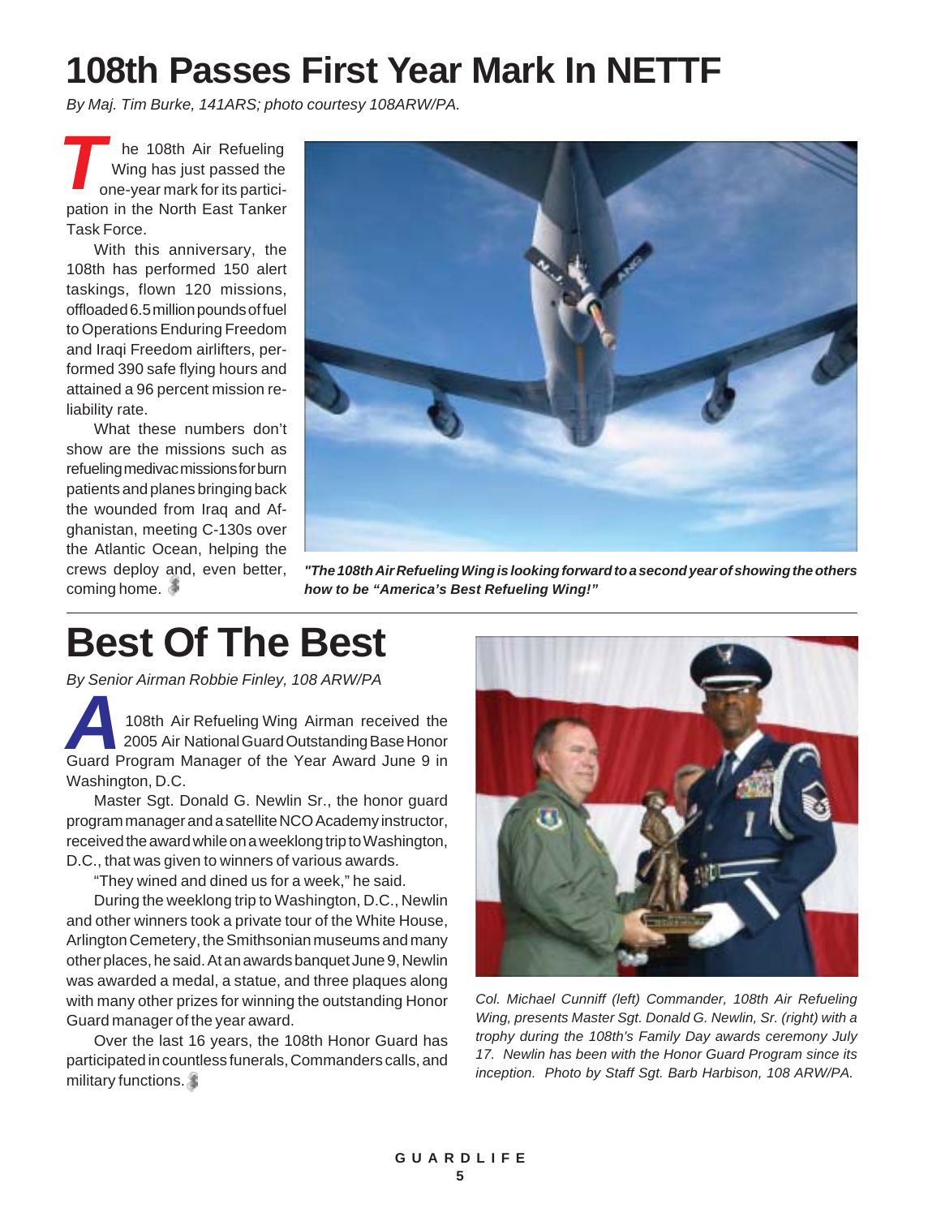# 108th Passes First Year Mark In NETTF

*By Maj. Tim Burke, 141ARS; photo courtesy 108ARW/PA.*

The 108th Air Refueling Wing has just passed the one-year mark for its participation in the North East Tanker Task Force.

With this anniversary, the 108th has performed 150 alert taskings, flown 120 missions, offloaded 6.5 million pounds of fuel to Operations Enduring Freedom and Iraqi Freedom airlifters, performed 390 safe flying hours and attained a 96 percent mission reliability rate.

What these numbers don't show are the missions such as refueling medivac missions for burn patients and planes bringing back the wounded from Iraq and Afghanistan, meeting C-130s over the Atlantic Ocean, helping the crews deploy and, even better, coming home.

***"The 108th Air Refueling Wing is looking forward to a second year of showing the others how to be "America's Best Refueling Wing!"***

# Best Of The Best

*By Senior Airman Robbie Finley, 108 ARW/PA*

A 108th Air Refueling Wing Airman received the 2005 Air National Guard Outstanding Base Honor Guard Program Manager of the Year Award June 9 in Washington, D.C.

Master Sgt. Donald G. Newlin Sr., the honor guard program manager and a satellite NCO Academy instructor, received the award while on a weeklong trip to Washington, D.C., that was given to winners of various awards.

"They wined and dined us for a week," he said.

During the weeklong trip to Washington, D.C., Newlin and other winners took a private tour of the White House, Arlington Cemetery, the Smithsonian museums and many other places, he said. At an awards banquet June 9, Newlin was awarded a medal, a statue, and three plaques along with many other prizes for winning the outstanding Honor Guard manager of the year award.

Over the last 16 years, the 108th Honor Guard has participated in countless funerals, Commanders calls, and military functions.

*Col. Michael Cunniff (left) Commander, 108th Air Refueling Wing, presents Master Sgt. Donald G. Newlin, Sr. (right) with a trophy during the 108th's Family Day awards ceremony July 17. Newlin has been with the Honor Guard Program since its inception. Photo by Staff Sgt. Barb Harbison, 108 ARW/PA.*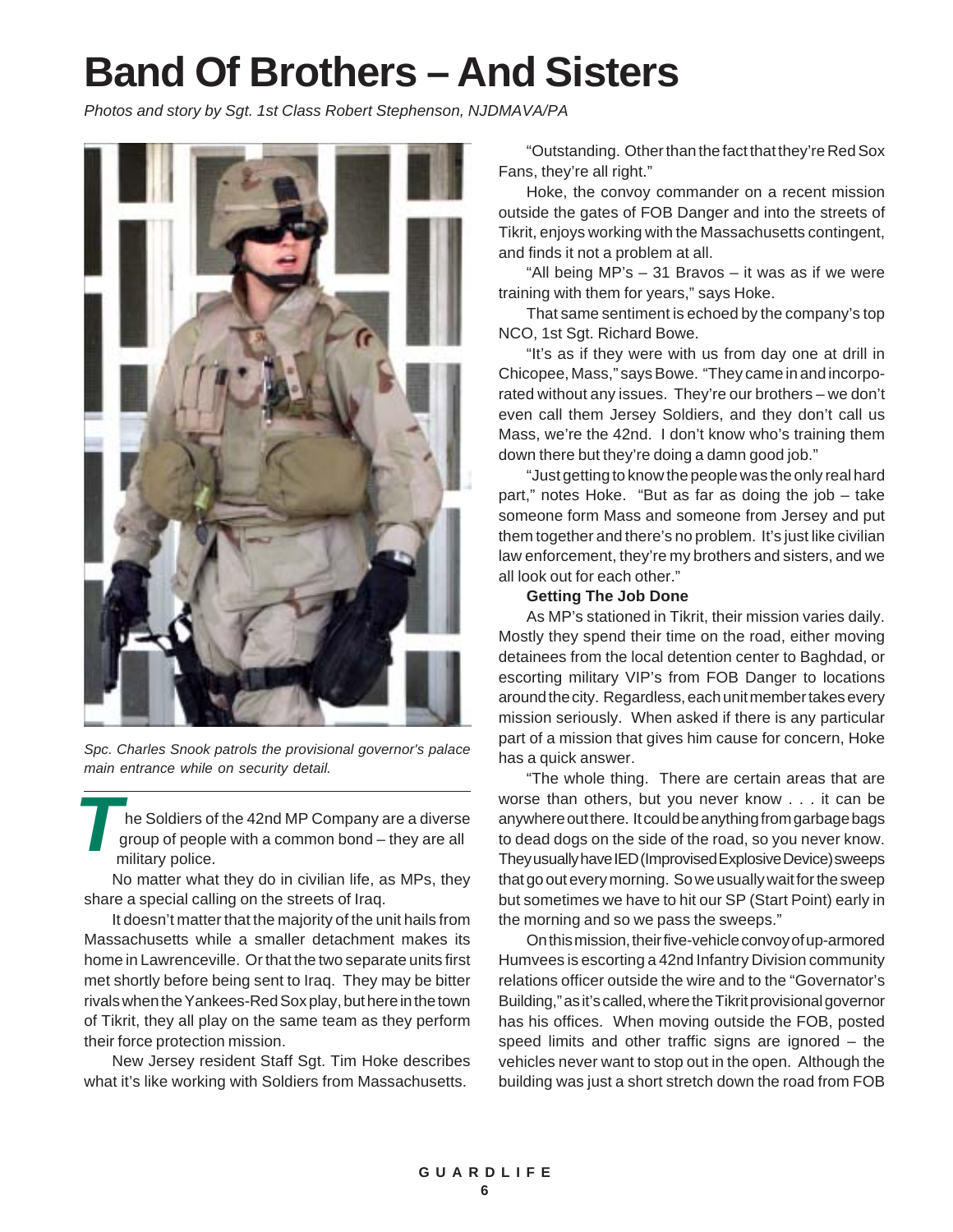# Band Of Brothers – And Sisters

*Photos and story by Sgt. 1st Class Robert Stephenson, NJDMAVA/PA*

*Spc. Charles Snook patrols the provisional governor's palace main entrance while on security detail.*

The Soldiers of the 42nd MP Company are a diverse group of people with a common bond – they are all military police.

No matter what they do in civilian life, as MPs, they share a special calling on the streets of Iraq.

It doesn't matter that the majority of the unit hails from Massachusetts while a smaller detachment makes its home in Lawrenceville. Or that the two separate units first met shortly before being sent to Iraq. They may be bitter rivals when the Yankees-Red Sox play, but here in the town of Tikrit, they all play on the same team as they perform their force protection mission.

New Jersey resident Staff Sgt. Tim Hoke describes what it's like working with Soldiers from Massachusetts.

"Outstanding. Other than the fact that they're Red Sox Fans, they're all right."

Hoke, the convoy commander on a recent mission outside the gates of FOB Danger and into the streets of Tikrit, enjoys working with the Massachusetts contingent, and finds it not a problem at all.

"All being MP's – 31 Bravos – it was as if we were training with them for years," says Hoke.

That same sentiment is echoed by the company's top NCO, 1st Sgt. Richard Bowe.

"It's as if they were with us from day one at drill in Chicopee, Mass," says Bowe. "They came in and incorporated without any issues. They're our brothers – we don't even call them Jersey Soldiers, and they don't call us Mass, we're the 42nd. I don't know who's training them down there but they're doing a damn good job."

"Just getting to know the people was the only real hard part," notes Hoke. "But as far as doing the job – take someone form Mass and someone from Jersey and put them together and there's no problem. It's just like civilian law enforcement, they're my brothers and sisters, and we all look out for each other."

**Getting The Job Done**

As MP's stationed in Tikrit, their mission varies daily. Mostly they spend their time on the road, either moving detainees from the local detention center to Baghdad, or escorting military VIP's from FOB Danger to locations around the city. Regardless, each unit member takes every mission seriously. When asked if there is any particular part of a mission that gives him cause for concern, Hoke has a quick answer.

"The whole thing. There are certain areas that are worse than others, but you never know . . . it can be anywhere out there. It could be anything from garbage bags to dead dogs on the side of the road, so you never know. They usually have IED (Improvised Explosive Device) sweeps that go out every morning. So we usually wait for the sweep but sometimes we have to hit our SP (Start Point) early in the morning and so we pass the sweeps."

On this mission, their five-vehicle convoy of up-armored Humvees is escorting a 42nd Infantry Division community relations officer outside the wire and to the "Governator's Building," as it's called, where the Tikrit provisional governor has his offices. When moving outside the FOB, posted speed limits and other traffic signs are ignored – the vehicles never want to stop out in the open. Although the building was just a short stretch down the road from FOB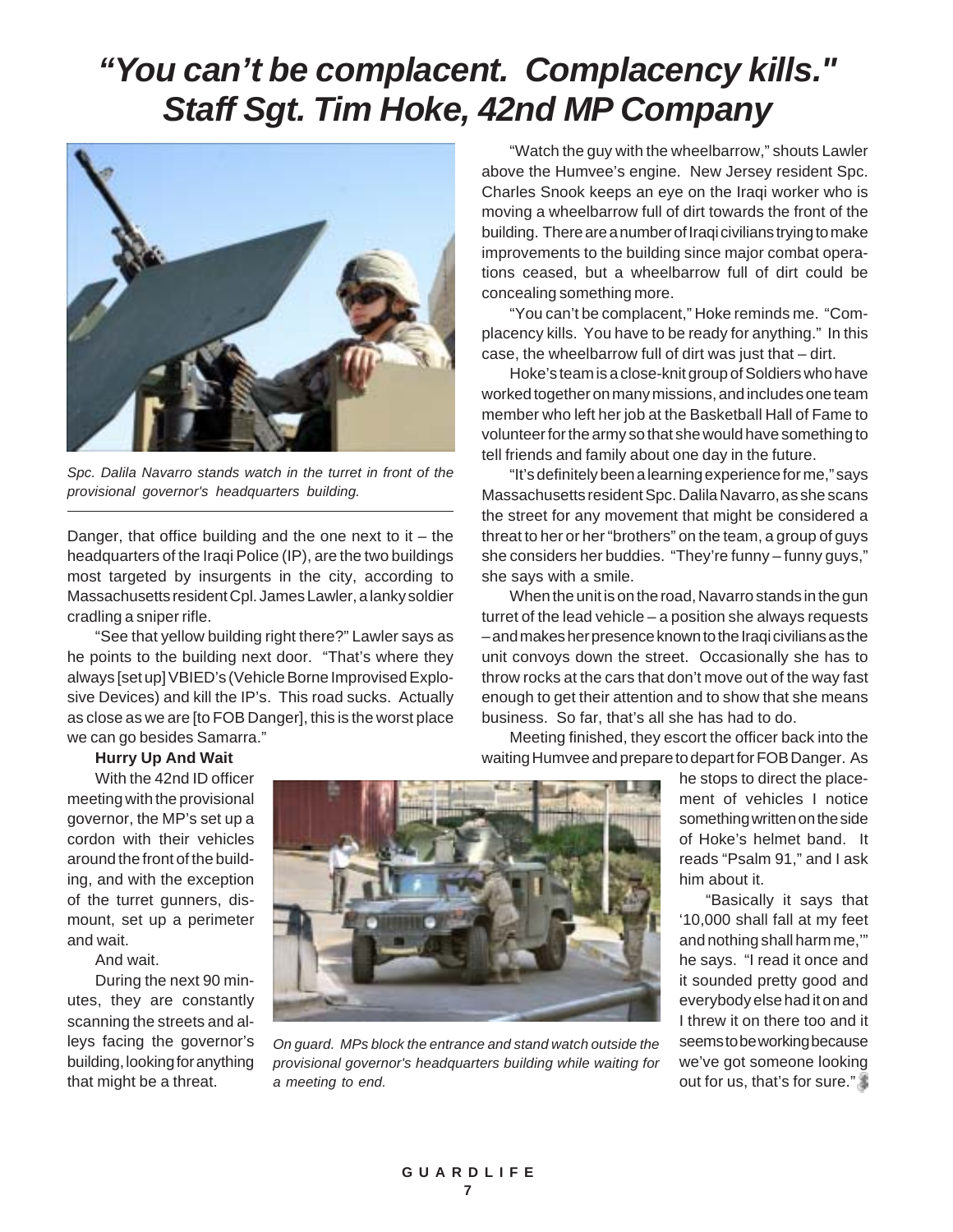# *"You can't be complacent. Complacency kills." Staff Sgt. Tim Hoke, 42nd MP Company*

*Spc. Dalila Navarro stands watch in the turret in front of the provisional governor's headquarters building.*

Danger, that office building and the one next to it – the headquarters of the Iraqi Police (IP), are the two buildings most targeted by insurgents in the city, according to Massachusetts resident Cpl. James Lawler, a lanky soldier cradling a sniper rifle.

"See that yellow building right there?" Lawler says as he points to the building next door. "That's where they always [set up] VBIED's (Vehicle Borne Improvised Explosive Devices) and kill the IP's. This road sucks. Actually as close as we are [to FOB Danger], this is the worst place we can go besides Samarra."

**Hurry Up And Wait**

With the 42nd ID officer meeting with the provisional governor, the MP's set up a cordon with their vehicles around the front of the building, and with the exception of the turret gunners, dismount, set up a perimeter and wait.

And wait.

During the next 90 minutes, they are constantly scanning the streets and alleys facing the governor's building, looking for anything that might be a threat.

*On guard. MPs block the entrance and stand watch outside the provisional governor's headquarters building while waiting for a meeting to end.*

"Watch the guy with the wheelbarrow," shouts Lawler above the Humvee's engine. New Jersey resident Spc. Charles Snook keeps an eye on the Iraqi worker who is moving a wheelbarrow full of dirt towards the front of the building. There are a number of Iraqi civilians trying to make improvements to the building since major combat operations ceased, but a wheelbarrow full of dirt could be concealing something more.

"You can't be complacent," Hoke reminds me. "Complacency kills. You have to be ready for anything." In this case, the wheelbarrow full of dirt was just that – dirt.

Hoke's team is a close-knit group of Soldiers who have worked together on many missions, and includes one team member who left her job at the Basketball Hall of Fame to volunteer for the army so that she would have something to tell friends and family about one day in the future.

"It's definitely been a learning experience for me," says Massachusetts resident Spc. Dalila Navarro, as she scans the street for any movement that might be considered a threat to her or her "brothers" on the team, a group of guys she considers her buddies. "They're funny – funny guys," she says with a smile.

When the unit is on the road, Navarro stands in the gun turret of the lead vehicle – a position she always requests – and makes her presence known to the Iraqi civilians as the unit convoys down the street. Occasionally she has to throw rocks at the cars that don't move out of the way fast enough to get their attention and to show that she means business. So far, that's all she has had to do.

Meeting finished, they escort the officer back into the waiting Humvee and prepare to depart for FOB Danger. As he stops to direct the placement of vehicles I notice something written on the side of Hoke's helmet band. It reads "Psalm 91," and I ask him about it.

"Basically it says that '10,000 shall fall at my feet and nothing shall harm me,'" he says. "I read it once and it sounded pretty good and everybody else had it on and I threw it on there too and it seems to be working because we've got someone looking out for us, that's for sure."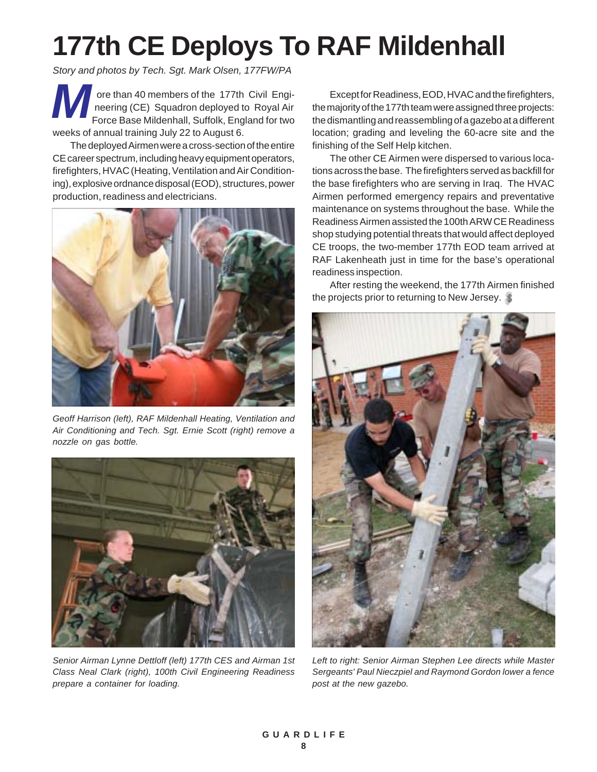# 177th CE Deploys To RAF Mildenhall

*Story and photos by Tech. Sgt. Mark Olsen, 177FW/PA*

More than 40 members of the 177th Civil Engineering (CE) Squadron deployed to Royal Air Force Base Mildenhall, Suffolk, England for two weeks of annual training July 22 to August 6.

The deployed Airmen were a cross-section of the entire CE career spectrum, including heavy equipment operators, firefighters, HVAC (Heating, Ventilation and Air Conditioning), explosive ordnance disposal (EOD), structures, power production, readiness and electricians.

*Geoff Harrison (left), RAF Mildenhall Heating, Ventilation and Air Conditioning and Tech. Sgt. Ernie Scott (right) remove a nozzle on gas bottle.*

*Senior Airman Lynne Dettloff (left) 177th CES and Airman 1st Class Neal Clark (right), 100th Civil Engineering Readiness prepare a container for loading.*

Except for Readiness, EOD, HVAC and the firefighters, the majority of the 177th team were assigned three projects: the dismantling and reassembling of a gazebo at a different location; grading and leveling the 60-acre site and the finishing of the Self Help kitchen.

The other CE Airmen were dispersed to various locations across the base. The firefighters served as backfill for the base firefighters who are serving in Iraq. The HVAC Airmen performed emergency repairs and preventative maintenance on systems throughout the base. While the Readiness Airmen assisted the 100th ARW CE Readiness shop studying potential threats that would affect deployed CE troops, the two-member 177th EOD team arrived at RAF Lakenheath just in time for the base's operational readiness inspection.

After resting the weekend, the 177th Airmen finished the projects prior to returning to New Jersey.

*Left to right: Senior Airman Stephen Lee directs while Master Sergeants' Paul Nieczpiel and Raymond Gordon lower a fence post at the new gazebo.*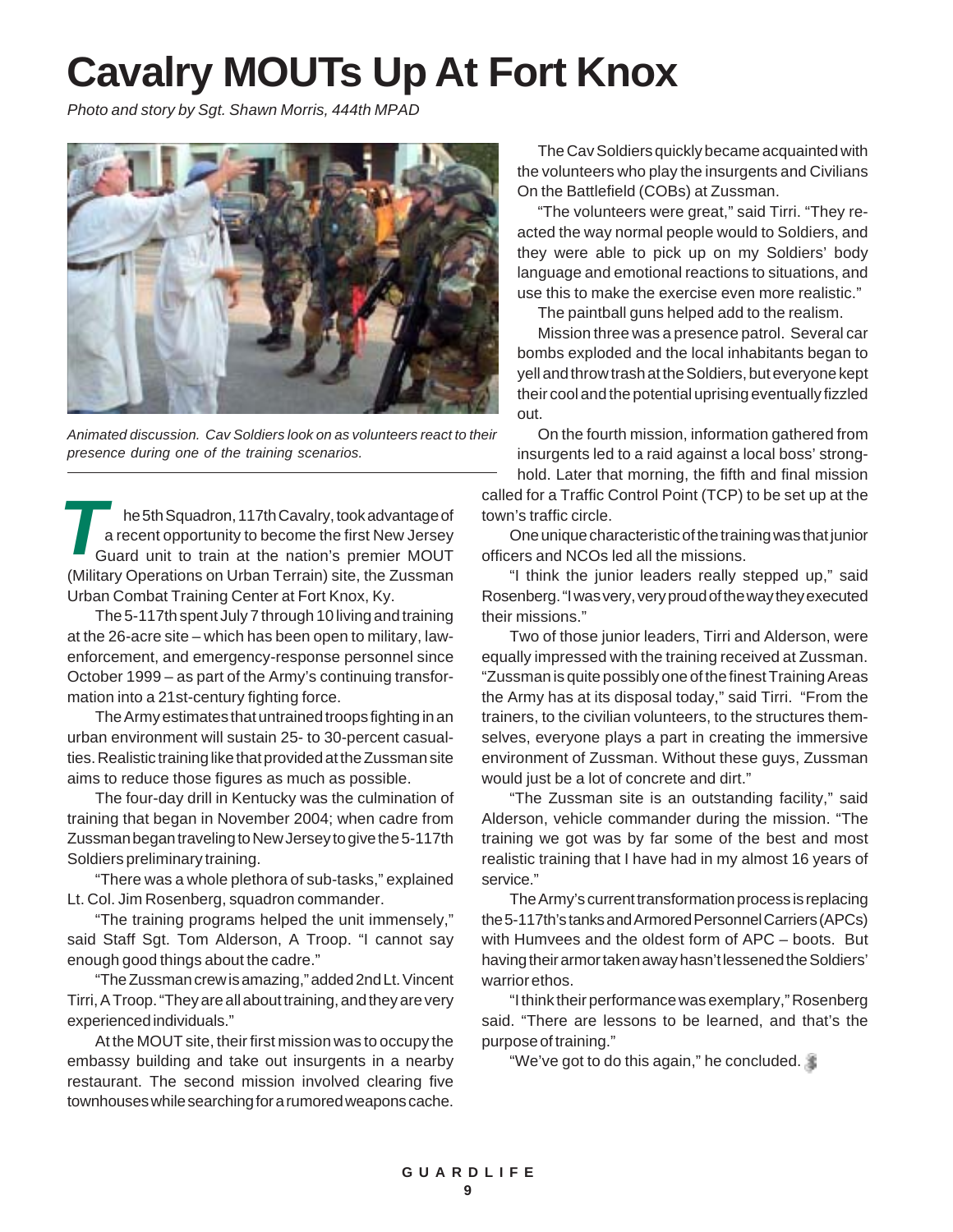# Cavalry MOUTs Up At Fort Knox

*Photo and story by Sgt. Shawn Morris, 444th MPAD*

*Animated discussion. Cav Soldiers look on as volunteers react to their presence during one of the training scenarios.*

The 5th Squadron, 117th Cavalry, took advantage of a recent opportunity to become the first New Jersey Guard unit to train at the nation's premier MOUT (Military Operations on Urban Terrain) site, the Zussman Urban Combat Training Center at Fort Knox, Ky.

The 5-117th spent July 7 through 10 living and training at the 26-acre site – which has been open to military, law-enforcement, and emergency-response personnel since October 1999 – as part of the Army's continuing transformation into a 21st-century fighting force.

The Army estimates that untrained troops fighting in an urban environment will sustain 25- to 30-percent casualties. Realistic training like that provided at the Zussman site aims to reduce those figures as much as possible.

The four-day drill in Kentucky was the culmination of training that began in November 2004; when cadre from Zussman began traveling to New Jersey to give the 5-117th Soldiers preliminary training.

"There was a whole plethora of sub-tasks," explained Lt. Col. Jim Rosenberg, squadron commander.

"The training programs helped the unit immensely," said Staff Sgt. Tom Alderson, A Troop. "I cannot say enough good things about the cadre."

"The Zussman crew is amazing," added 2nd Lt. Vincent Tirri, A Troop. "They are all about training, and they are very experienced individuals."

At the MOUT site, their first mission was to occupy the embassy building and take out insurgents in a nearby restaurant. The second mission involved clearing five townhouses while searching for a rumored weapons cache.

The Cav Soldiers quickly became acquainted with the volunteers who play the insurgents and Civilians On the Battlefield (COBs) at Zussman.

"The volunteers were great," said Tirri. "They reacted the way normal people would to Soldiers, and they were able to pick up on my Soldiers' body language and emotional reactions to situations, and use this to make the exercise even more realistic."

The paintball guns helped add to the realism.

Mission three was a presence patrol. Several car bombs exploded and the local inhabitants began to yell and throw trash at the Soldiers, but everyone kept their cool and the potential uprising eventually fizzled out.

On the fourth mission, information gathered from insurgents led to a raid against a local boss' stronghold. Later that morning, the fifth and final mission called for a Traffic Control Point (TCP) to be set up at the town's traffic circle.

One unique characteristic of the training was that junior officers and NCOs led all the missions.

"I think the junior leaders really stepped up," said Rosenberg. "I was very, very proud of the way they executed their missions."

Two of those junior leaders, Tirri and Alderson, were equally impressed with the training received at Zussman. "Zussman is quite possibly one of the finest Training Areas the Army has at its disposal today," said Tirri. "From the trainers, to the civilian volunteers, to the structures themselves, everyone plays a part in creating the immersive environment of Zussman. Without these guys, Zussman would just be a lot of concrete and dirt."

"The Zussman site is an outstanding facility," said Alderson, vehicle commander during the mission. "The training we got was by far some of the best and most realistic training that I have had in my almost 16 years of service."

The Army's current transformation process is replacing the 5-117th's tanks and Armored Personnel Carriers (APCs) with Humvees and the oldest form of APC – boots. But having their armor taken away hasn't lessened the Soldiers' warrior ethos.

"I think their performance was exemplary," Rosenberg said. "There are lessons to be learned, and that's the purpose of training."

"We've got to do this again," he concluded.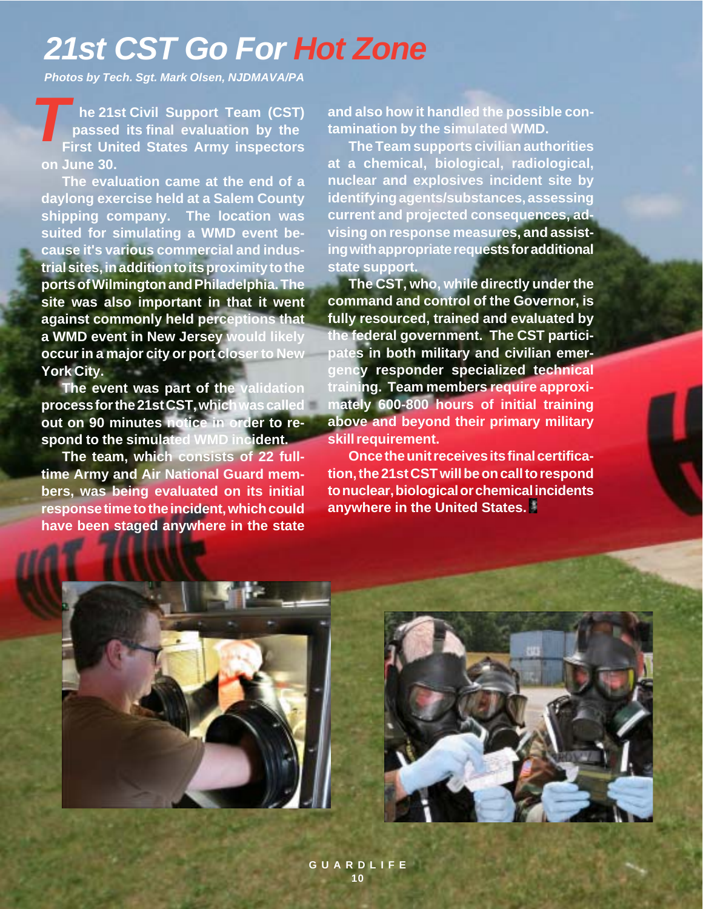# 21st CST Go For Hot Zone

*Photos by Tech. Sgt. Mark Olsen, NJDMAVA/PA*

The 21st Civil Support Team (CST) passed its final evaluation by the First United States Army inspectors on June 30.

The evaluation came at the end of a daylong exercise held at a Salem County shipping company. The location was suited for simulating a WMD event because it's various commercial and industrial sites, in addition to its proximity to the ports of Wilmington and Philadelphia. The site was also important in that it went against commonly held perceptions that a WMD event in New Jersey would likely occur in a major city or port closer to New York City.

The event was part of the validation process for the 21st CST, which was called out on 90 minutes notice in order to respond to the simulated WMD incident.

The team, which consists of 22 full-time Army and Air National Guard members, was being evaluated on its initial response time to the incident, which could have been staged anywhere in the state and also how it handled the possible contamination by the simulated WMD.

The Team supports civilian authorities at a chemical, biological, radiological, nuclear and explosives incident site by identifying agents/substances, assessing current and projected consequences, advising on response measures, and assisting with appropriate requests for additional state support.

The CST, who, while directly under the command and control of the Governor, is fully resourced, trained and evaluated by the federal government. The CST participates in both military and civilian emergency responder specialized technical training. Team members require approximately 600-800 hours of initial training above and beyond their primary military skill requirement.

Once the unit receives its final certification, the 21st CST will be on call to respond to nuclear, biological or chemical incidents anywhere in the United States.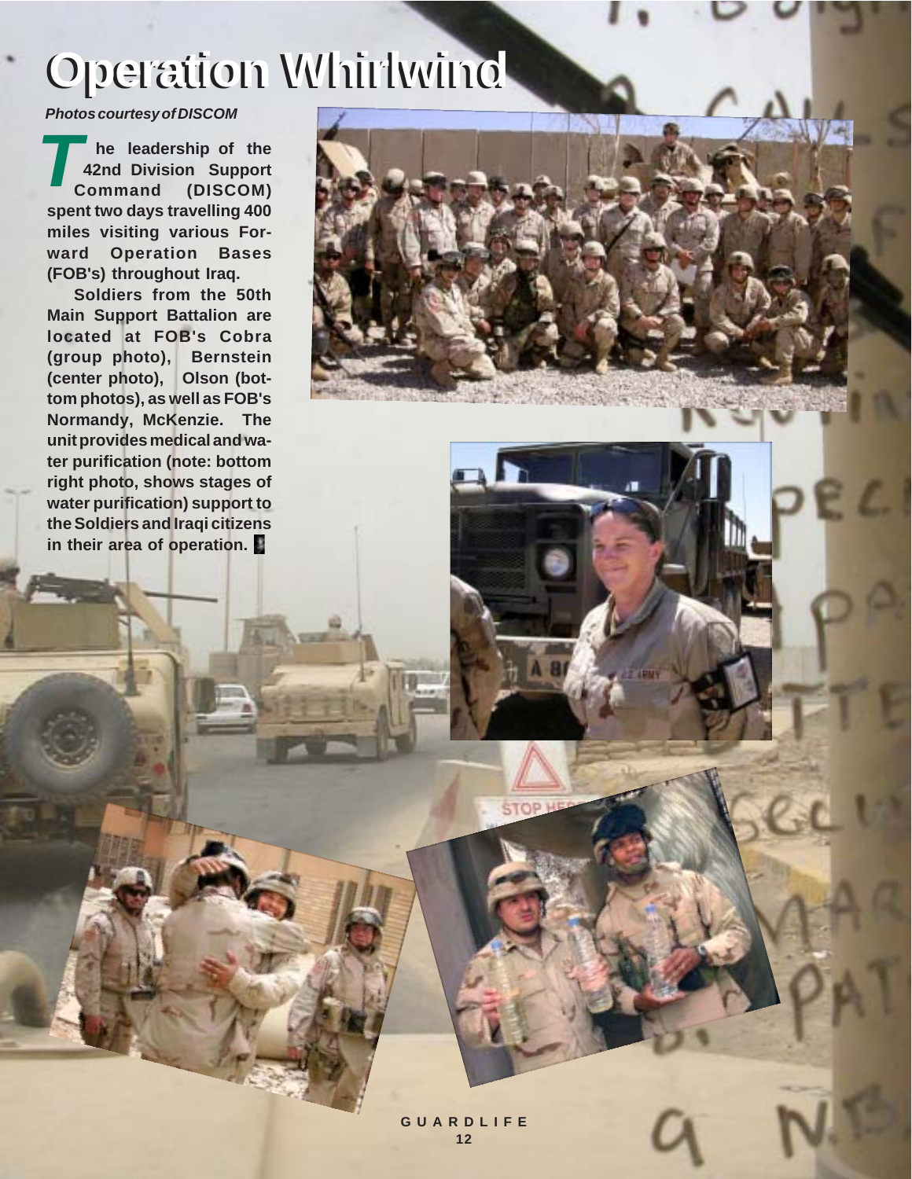# Operation Whirlwind

***Photos courtesy of DISCOM***

**The leadership of the 42nd Division Support Command (DISCOM) spent two days travelling 400 miles visiting various Forward Operation Bases (FOB's) throughout Iraq.**

**Soldiers from the 50th Main Support Battalion are located at FOB's Cobra (group photo), Bernstein (center photo), Olson (bottom photos), as well as FOB's Normandy, McKenzie. The unit provides medical and water purification (note: bottom right photo, shows stages of water purification) support to the Soldiers and Iraqi citizens in their area of operation.**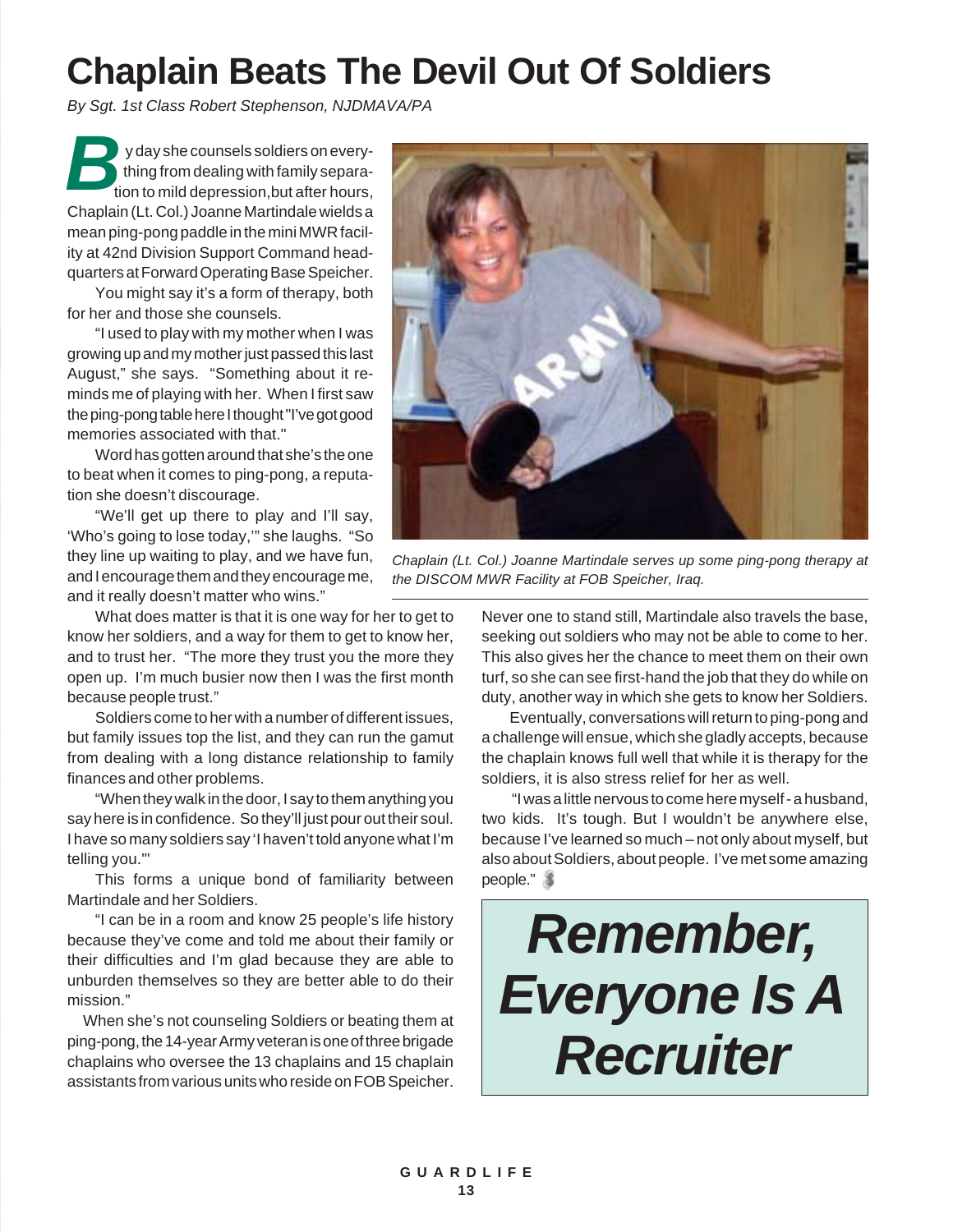# Chaplain Beats The Devil Out Of Soldiers

*By Sgt. 1st Class Robert Stephenson, NJDMAVA/PA*

By day she counsels soldiers on everything from dealing with family separation to mild depression,but after hours, Chaplain (Lt. Col.) Joanne Martindale wields a mean ping-pong paddle in the mini MWR facility at 42nd Division Support Command headquarters at Forward Operating Base Speicher.

You might say it's a form of therapy, both for her and those she counsels.

"I used to play with my mother when I was growing up and my mother just passed this last August," she says. "Something about it reminds me of playing with her. When I first saw the ping-pong table here I thought "I've got good memories associated with that."

Word has gotten around that she's the one to beat when it comes to ping-pong, a reputation she doesn't discourage.

"We'll get up there to play and I'll say, 'Who's going to lose today,'" she laughs. "So they line up waiting to play, and we have fun, and I encourage them and they encourage me, and it really doesn't matter who wins."

*Chaplain (Lt. Col.) Joanne Martindale serves up some ping-pong therapy at the DISCOM MWR Facility at FOB Speicher, Iraq.*

What does matter is that it is one way for her to get to know her soldiers, and a way for them to get to know her, and to trust her. "The more they trust you the more they open up. I'm much busier now then I was the first month because people trust."

Soldiers come to her with a number of different issues, but family issues top the list, and they can run the gamut from dealing with a long distance relationship to family finances and other problems.

"When they walk in the door, I say to them anything you say here is in confidence. So they'll just pour out their soul. I have so many soldiers say 'I haven't told anyone what I'm telling you.'"

This forms a unique bond of familiarity between Martindale and her Soldiers.

"I can be in a room and know 25 people's life history because they've come and told me about their family or their difficulties and I'm glad because they are able to unburden themselves so they are better able to do their mission."

When she's not counseling Soldiers or beating them at ping-pong, the 14-year Army veteran is one of three brigade chaplains who oversee the 13 chaplains and 15 chaplain assistants from various units who reside on FOB Speicher. Never one to stand still, Martindale also travels the base, seeking out soldiers who may not be able to come to her. This also gives her the chance to meet them on their own turf, so she can see first-hand the job that they do while on duty, another way in which she gets to know her Soldiers.

Eventually, conversations will return to ping-pong and a challenge will ensue, which she gladly accepts, because the chaplain knows full well that while it is therapy for the soldiers, it is also stress relief for her as well.

"I was a little nervous to come here myself - a husband, two kids. It's tough. But I wouldn't be anywhere else, because I've learned so much – not only about myself, but also about Soldiers, about people. I've met some amazing people."

***Remember, Everyone Is A Recruiter***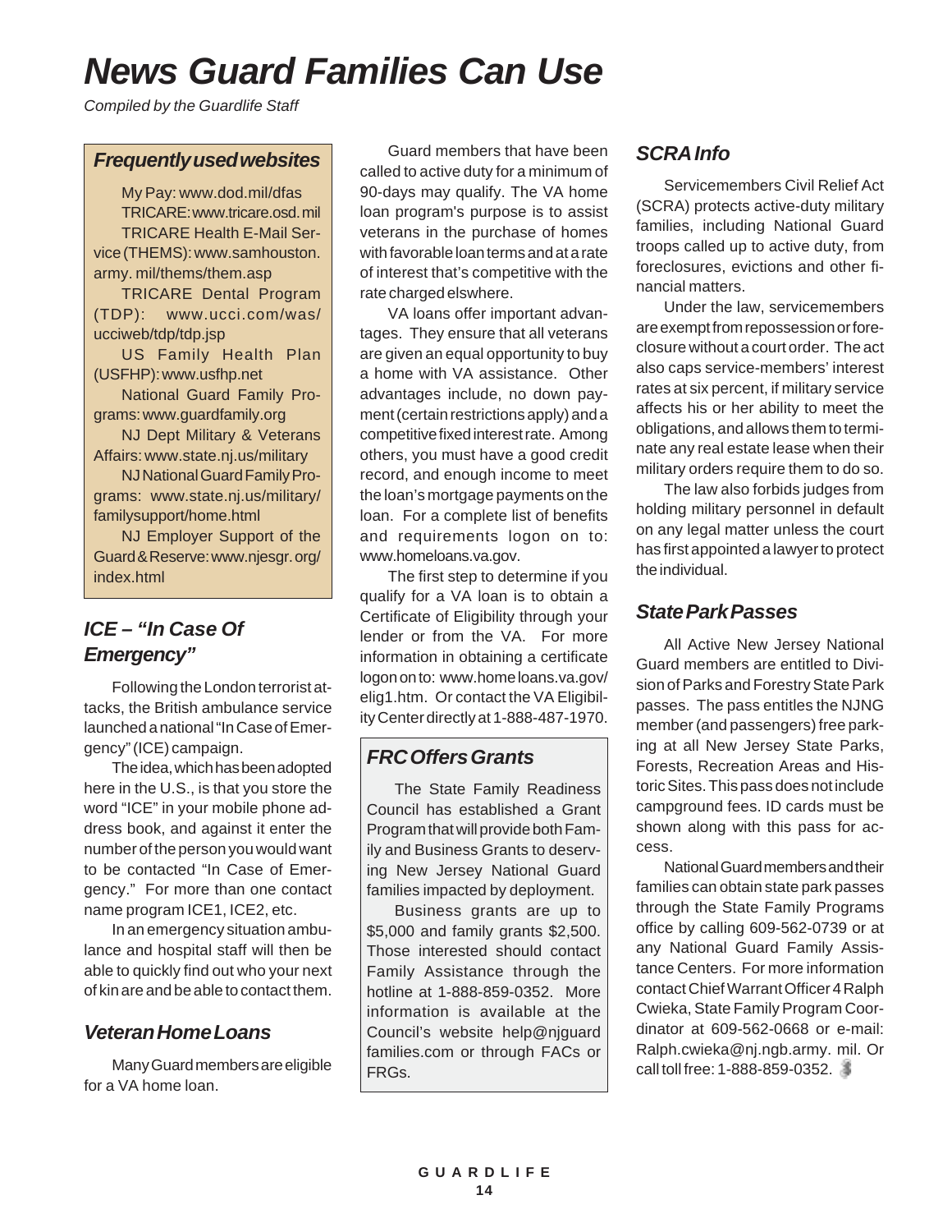# News Guard Families Can Use

*Compiled by the Guardlife Staff*

## *Frequently used websites*

My Pay: www.dod.mil/dfas

TRICARE: www.tricare.osd.mil

TRICARE Health E-Mail Service (THEMS): www.samhouston.army. mil/thems/them.asp

TRICARE Dental Program (TDP): www.ucci.com/was/ucciweb/tdp/tdp.jsp

US Family Health Plan (USFHP): www.usfhp.net

National Guard Family Programs: www.guardfamily.org

NJ Dept Military & Veterans Affairs: www.state.nj.us/military

NJ National Guard Family Programs: www.state.nj.us/military/familysupport/home.html

NJ Employer Support of the Guard & Reserve: www.njesgr. org/index.html

## *ICE – "In Case Of Emergency"*

Following the London terrorist attacks, the British ambulance service launched a national "In Case of Emergency" (ICE) campaign.

The idea, which has been adopted here in the U.S., is that you store the word "ICE" in your mobile phone address book, and against it enter the number of the person you would want to be contacted "In Case of Emergency." For more than one contact name program ICE1, ICE2, etc.

In an emergency situation ambulance and hospital staff will then be able to quickly find out who your next of kin are and be able to contact them.

## *Veteran Home Loans*

Many Guard members are eligible for a VA home loan.

Guard members that have been called to active duty for a minimum of 90-days may qualify. The VA home loan program's purpose is to assist veterans in the purchase of homes with favorable loan terms and at a rate of interest that's competitive with the rate charged elswhere.

VA loans offer important advantages. They ensure that all veterans are given an equal opportunity to buy a home with VA assistance. Other advantages include, no down payment (certain restrictions apply) and a competitive fixed interest rate. Among others, you must have a good credit record, and enough income to meet the loan's mortgage payments on the loan. For a complete list of benefits and requirements logon on to: www.homeloans.va.gov.

The first step to determine if you qualify for a VA loan is to obtain a Certificate of Eligibility through your lender or from the VA. For more information in obtaining a certificate logon on to: www.home loans.va.gov/elig1.htm. Or contact the VA Eligibility Center directly at 1-888-487-1970.

## *FRC Offers Grants*

The State Family Readiness Council has established a Grant Program that will provide both Family and Business Grants to deserving New Jersey National Guard families impacted by deployment.

Business grants are up to $5,000 and family grants $2,500. Those interested should contact Family Assistance through the hotline at 1-888-859-0352. More information is available at the Council's website help@njguard families.com or through FACs or FRGs.

## *SCRA Info*

Servicemembers Civil Relief Act (SCRA) protects active-duty military families, including National Guard troops called up to active duty, from foreclosures, evictions and other financial matters.

Under the law, servicemembers are exempt from repossession or foreclosure without a court order. The act also caps service-members' interest rates at six percent, if military service affects his or her ability to meet the obligations, and allows them to terminate any real estate lease when their military orders require them to do so.

The law also forbids judges from holding military personnel in default on any legal matter unless the court has first appointed a lawyer to protect the individual.

## *State Park Passes*

All Active New Jersey National Guard members are entitled to Division of Parks and Forestry State Park passes. The pass entitles the NJNG member (and passengers) free parking at all New Jersey State Parks, Forests, Recreation Areas and Historic Sites. This pass does not include campground fees. ID cards must be shown along with this pass for access.

National Guard members and their families can obtain state park passes through the State Family Programs office by calling 609-562-0739 or at any National Guard Family Assistance Centers. For more information contact Chief Warrant Officer 4 Ralph Cwieka, State Family Program Coordinator at 609-562-0668 or e-mail: Ralph.cwieka@nj.ngb.army. mil. Or call toll free: 1-888-859-0352.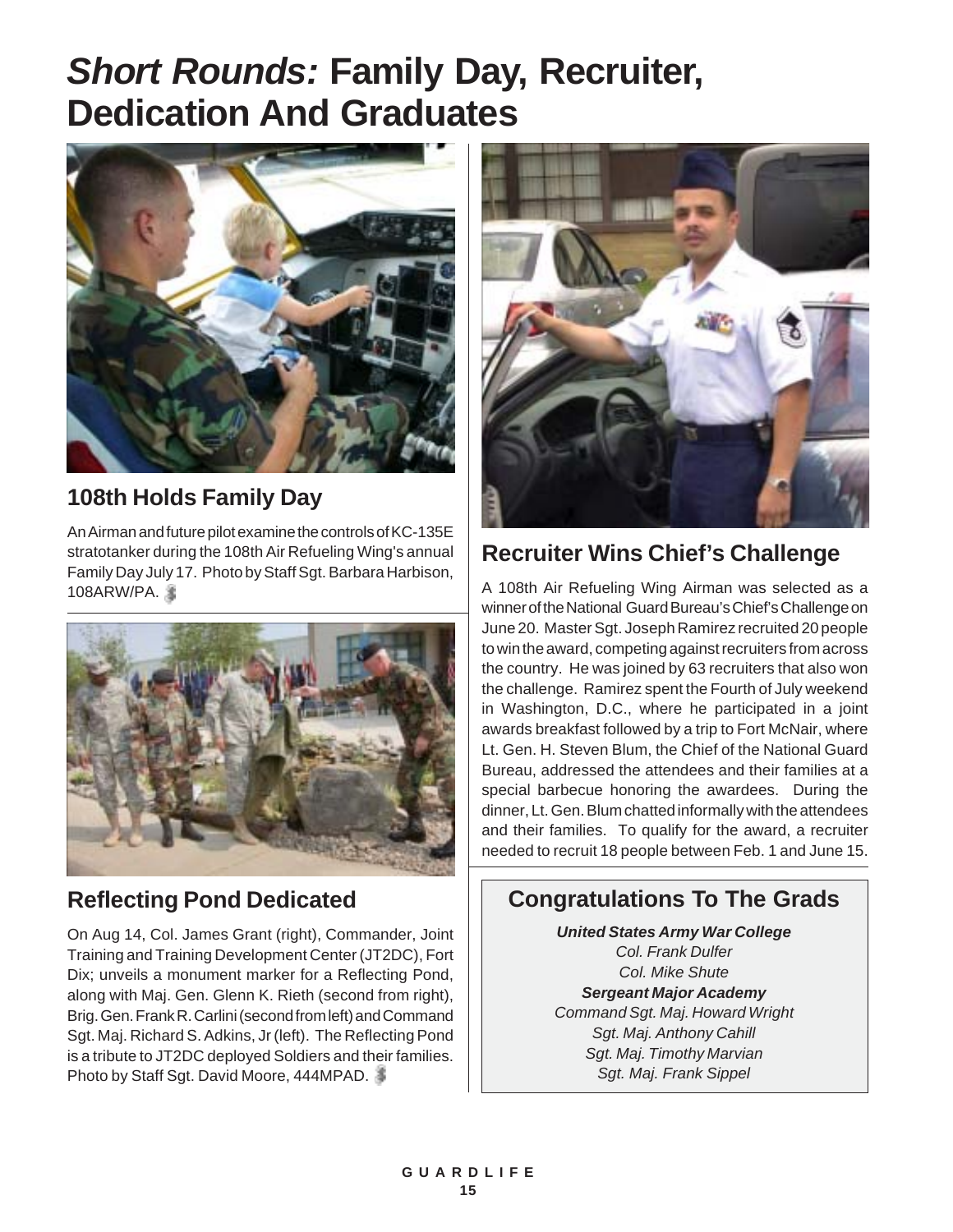# *Short Rounds:* Family Day, Recruiter, Dedication And Graduates

## 108th Holds Family Day

An Airman and future pilot examine the controls of KC-135E stratotanker during the 108th Air Refueling Wing's annual Family Day July 17. Photo by Staff Sgt. Barbara Harbison, 108ARW/PA.

## Reflecting Pond Dedicated

On Aug 14, Col. James Grant (right), Commander, Joint Training and Training Development Center (JT2DC), Fort Dix; unveils a monument marker for a Reflecting Pond, along with Maj. Gen. Glenn K. Rieth (second from right), Brig. Gen. Frank R. Carlini (second from left) and Command Sgt. Maj. Richard S. Adkins, Jr (left). The Reflecting Pond is a tribute to JT2DC deployed Soldiers and their families. Photo by Staff Sgt. David Moore, 444MPAD.

## Recruiter Wins Chief's Challenge

A 108th Air Refueling Wing Airman was selected as a winner of the National Guard Bureau's Chief's Challenge on June 20. Master Sgt. Joseph Ramirez recruited 20 people to win the award, competing against recruiters from across the country. He was joined by 63 recruiters that also won the challenge. Ramirez spent the Fourth of July weekend in Washington, D.C., where he participated in a joint awards breakfast followed by a trip to Fort McNair, where Lt. Gen. H. Steven Blum, the Chief of the National Guard Bureau, addressed the attendees and their families at a special barbecue honoring the awardees. During the dinner, Lt. Gen. Blum chatted informally with the attendees and their families. To qualify for the award, a recruiter needed to recruit 18 people between Feb. 1 and June 15.

## Congratulations To The Grads

***United States Army War College***

*Col. Frank Dulfer*

*Col. Mike Shute*

***Sergeant Major Academy***

*Command Sgt. Maj. Howard Wright*

*Sgt. Maj. Anthony Cahill*

*Sgt. Maj. Timothy Marvian*

*Sgt. Maj. Frank Sippel*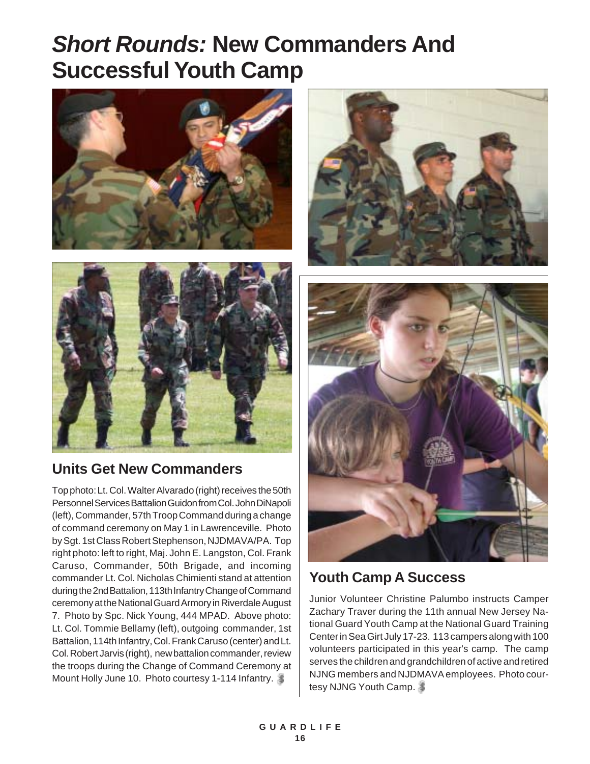# *Short Rounds:* New Commanders And Successful Youth Camp

## Units Get New Commanders

Top photo: Lt. Col. Walter Alvarado (right) receives the 50th Personnel Services Battalion Guidon from Col. John DiNapoli (left), Commander, 57th Troop Command during a change of command ceremony on May 1 in Lawrenceville. Photo by Sgt. 1st Class Robert Stephenson, NJDMAVA/PA. Top right photo: left to right, Maj. John E. Langston, Col. Frank Caruso, Commander, 50th Brigade, and incoming commander Lt. Col. Nicholas Chimienti stand at attention during the 2nd Battalion, 113th Infantry Change of Command ceremony at the National Guard Armory in Riverdale August 7. Photo by Spc. Nick Young, 444 MPAD. Above photo: Lt. Col. Tommie Bellamy (left), outgoing commander, 1st Battalion, 114th Infantry, Col. Frank Caruso (center) and Lt. Col. Robert Jarvis (right), new battalion commander, review the troops during the Change of Command Ceremony at Mount Holly June 10. Photo courtesy 1-114 Infantry.

## Youth Camp A Success

Junior Volunteer Christine Palumbo instructs Camper Zachary Traver during the 11th annual New Jersey National Guard Youth Camp at the National Guard Training Center in Sea Girt July 17-23. 113 campers along with 100 volunteers participated in this year's camp. The camp serves the children and grandchildren of active and retired NJNG members and NJDMAVA employees. Photo courtesy NJNG Youth Camp.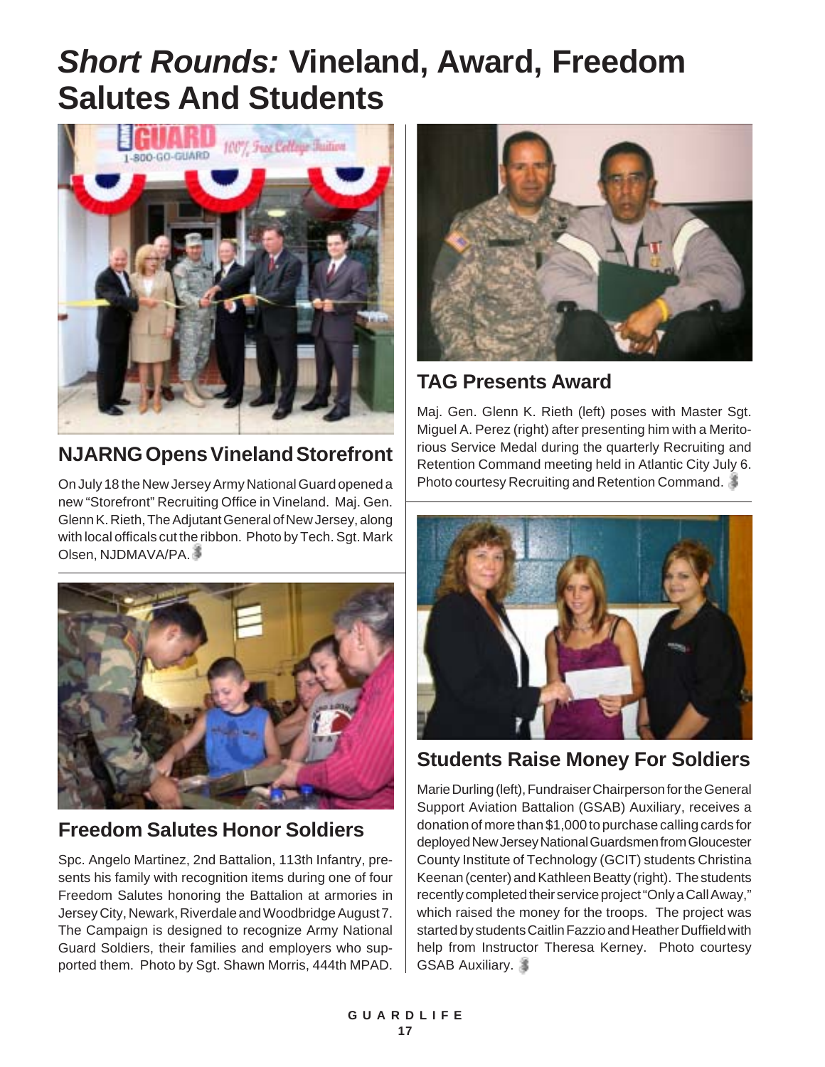# *Short Rounds:* Vineland, Award, Freedom Salutes And Students

## NJARNG Opens Vineland Storefront

On July 18 the New Jersey Army National Guard opened a new "Storefront" Recruiting Office in Vineland. Maj. Gen. Glenn K. Rieth, The Adjutant General of New Jersey, along with local officals cut the ribbon. Photo by Tech. Sgt. Mark Olsen, NJDMAVA/PA.

## Freedom Salutes Honor Soldiers

Spc. Angelo Martinez, 2nd Battalion, 113th Infantry, presents his family with recognition items during one of four Freedom Salutes honoring the Battalion at armories in Jersey City, Newark, Riverdale and Woodbridge August 7. The Campaign is designed to recognize Army National Guard Soldiers, their families and employers who supported them. Photo by Sgt. Shawn Morris, 444th MPAD.

## TAG Presents Award

Maj. Gen. Glenn K. Rieth (left) poses with Master Sgt. Miguel A. Perez (right) after presenting him with a Meritorious Service Medal during the quarterly Recruiting and Retention Command meeting held in Atlantic City July 6. Photo courtesy Recruiting and Retention Command.

## Students Raise Money For Soldiers

Marie Durling (left), Fundraiser Chairperson for the General Support Aviation Battalion (GSAB) Auxiliary, receives a donation of more than $1,000 to purchase calling cards for deployed New Jersey National Guardsmen from Gloucester County Institute of Technology (GCIT) students Christina Keenan (center) and Kathleen Beatty (right). The students recently completed their service project "Only a Call Away," which raised the money for the troops. The project was started by students Caitlin Fazzio and Heather Duffield with help from Instructor Theresa Kerney. Photo courtesy GSAB Auxiliary.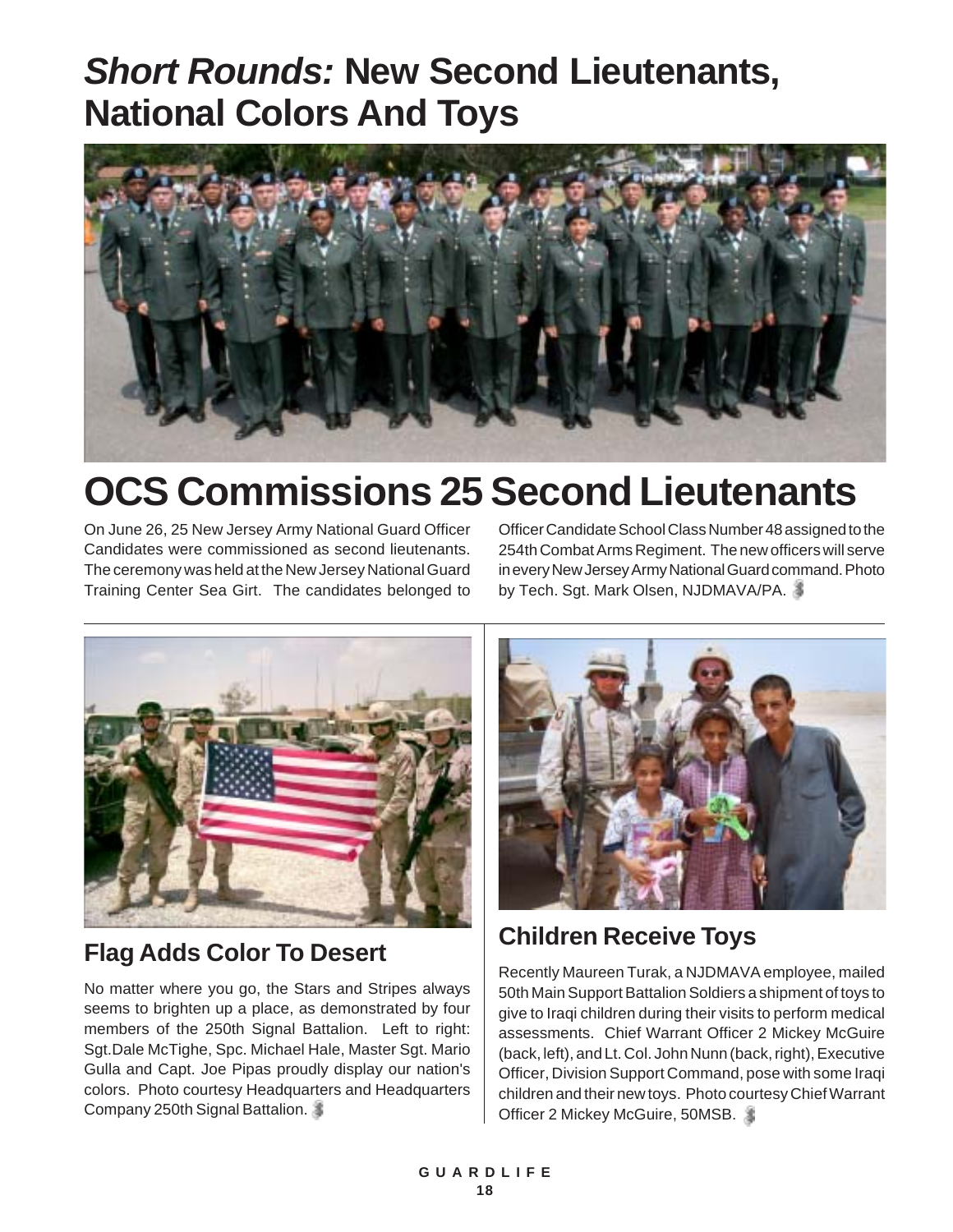# *Short Rounds:* New Second Lieutenants, National Colors And Toys

## OCS Commissions 25 Second Lieutenants

On June 26, 25 New Jersey Army National Guard Officer Candidates were commissioned as second lieutenants. The ceremony was held at the New Jersey National Guard Training Center Sea Girt. The candidates belonged to Officer Candidate School Class Number 48 assigned to the 254th Combat Arms Regiment. The new officers will serve in every New Jersey Army National Guard command. Photo by Tech. Sgt. Mark Olsen, NJDMAVA/PA.

## Flag Adds Color To Desert

No matter where you go, the Stars and Stripes always seems to brighten up a place, as demonstrated by four members of the 250th Signal Battalion. Left to right: Sgt.Dale McTighe, Spc. Michael Hale, Master Sgt. Mario Gulla and Capt. Joe Pipas proudly display our nation's colors. Photo courtesy Headquarters and Headquarters Company 250th Signal Battalion.

## Children Receive Toys

Recently Maureen Turak, a NJDMAVA employee, mailed 50th Main Support Battalion Soldiers a shipment of toys to give to Iraqi children during their visits to perform medical assessments. Chief Warrant Officer 2 Mickey McGuire (back, left), and Lt. Col. John Nunn (back, right), Executive Officer, Division Support Command, pose with some Iraqi children and their new toys. Photo courtesy Chief Warrant Officer 2 Mickey McGuire, 50MSB.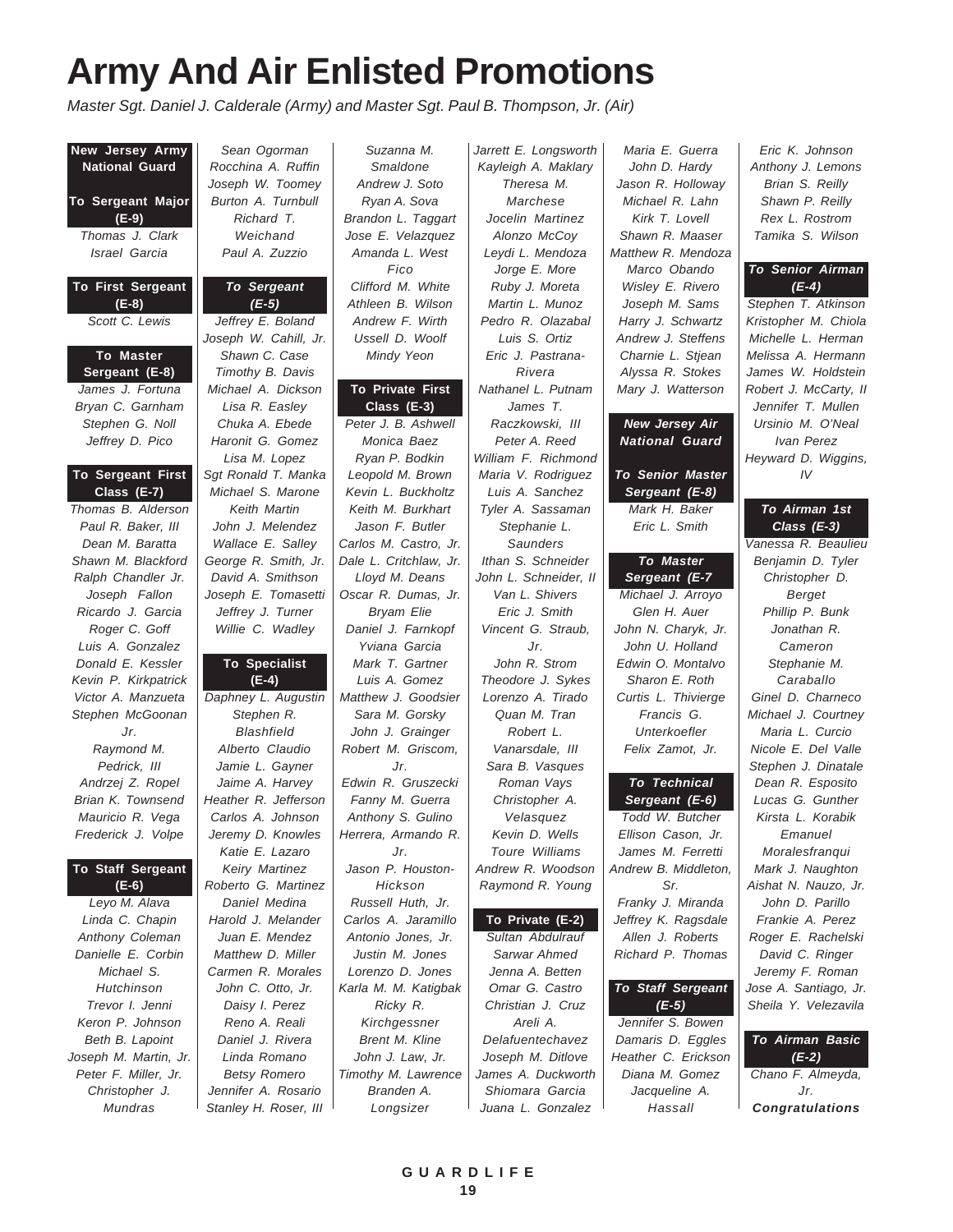# Army And Air Enlisted Promotions

*Master Sgt. Daniel J. Calderale (Army) and Master Sgt. Paul B. Thompson, Jr. (Air)*

## New Jersey Army National Guard

### To Sergeant Major (E-9)

Thomas J. Clark
Israel Garcia

### To First Sergeant (E-8)

Scott C. Lewis

### To Master Sergeant (E-8)

James J. Fortuna
Bryan C. Garnham
Stephen G. Noll
Jeffrey D. Pico

### To Sergeant First Class (E-7)

Thomas B. Alderson
Paul R. Baker, III
Dean M. Baratta
Shawn M. Blackford
Ralph Chandler Jr.
Joseph Fallon
Ricardo J. Garcia
Roger C. Goff
Luis A. Gonzalez
Donald E. Kessler
Kevin P. Kirkpatrick
Victor A. Manzueta
Stephen McGoonan Jr.
Raymond M. Pedrick, III
Andrzej Z. Ropel
Brian K. Townsend
Mauricio R. Vega
Frederick J. Volpe

### To Staff Sergeant (E-6)

Leyo M. Alava
Linda C. Chapin
Anthony Coleman
Danielle E. Corbin
Michael S. Hutchinson
Trevor I. Jenni
Keron P. Johnson
Beth B. Lapoint
Joseph M. Martin, Jr.
Peter F. Miller, Jr.
Christopher J. Mundras
Sean Ogorman
Rocchina A. Ruffin
Joseph W. Toomey
Burton A. Turnbull
Richard T. Weichand
Paul A. Zuzzio

### *To Sergeant (E-5)*

Jeffrey E. Boland
Joseph W. Cahill, Jr.
Shawn C. Case
Timothy B. Davis
Michael A. Dickson
Lisa R. Easley
Chuka A. Ebede
Haronit G. Gomez
Lisa M. Lopez
Sgt Ronald T. Manka
Michael S. Marone
Keith Martin
John J. Melendez
Wallace E. Salley
George R. Smith, Jr.
David A. Smithson
Joseph E. Tomasetti
Jeffrey J. Turner
Willie C. Wadley

### To Specialist (E-4)

Daphney L. Augustin
Stephen R. Blashfield
Alberto Claudio
Jamie L. Gayner
Jaime A. Harvey
Heather R. Jefferson
Carlos A. Johnson
Jeremy D. Knowles
Katie E. Lazaro
Keiry Martinez
Roberto G. Martinez
Daniel Medina
Harold J. Melander
Juan E. Mendez
Matthew D. Miller
Carmen R. Morales
John C. Otto, Jr.
Daisy I. Perez
Reno A. Reali
Daniel J. Rivera
Linda Romano
Betsy Romero
Jennifer A. Rosario
Stanley H. Roser, III
Suzanna M. Smaldone
Andrew J. Soto
Ryan A. Sova
Brandon L. Taggart
Jose E. Velazquez
Amanda L. West Fico
Clifford M. White
Athleen B. Wilson
Andrew F. Wirth
Ussell D. Woolf
Mindy Yeon

### To Private First Class (E-3)

Peter J. B. Ashwell
Monica Baez
Ryan P. Bodkin
Leopold M. Brown
Kevin L. Buckholtz
Keith M. Burkhart
Jason F. Butler
Carlos M. Castro, Jr.
Dale L. Critchlaw, Jr.
Lloyd M. Deans
Oscar R. Dumas, Jr.
Bryam Elie
Daniel J. Farnkopf
Yviana Garcia
Mark T. Gartner
Luis A. Gomez
Matthew J. Goodsier
Sara M. Gorsky
John J. Grainger
Robert M. Griscom, Jr.
Edwin R. Gruszecki
Fanny M. Guerra
Anthony S. Gulino
Herrera, Armando R. Jr.
Jason P. Houston-Hickson
Russell Huth, Jr.
Carlos A. Jaramillo
Antonio Jones, Jr.
Justin M. Jones
Lorenzo D. Jones
Karla M. M. Katigbak
Ricky R. Kirchgessner
Brent M. Kline
John J. Law, Jr.
Timothy M. Lawrence
Branden A. Longsizer
Jarrett E. Longsworth
Kayleigh A. Maklary
Theresa M. Marchese
Jocelin Martinez
Alonzo McCoy
Leydi L. Mendoza
Jorge E. More
Ruby J. Moreta
Martin L. Munoz
Pedro R. Olazabal
Luis S. Ortiz
Eric J. Pastrana-Rivera
Nathanel L. Putnam
James T. Raczkowski, III
Peter A. Reed
William F. Richmond
Maria V. Rodriguez
Luis A. Sanchez
Tyler A. Sassaman
Stephanie L. Saunders
Ithan S. Schneider
John L. Schneider, II
Van L. Shivers
Eric J. Smith
Vincent G. Straub, Jr.
John R. Strom
Theodore J. Sykes
Lorenzo A. Tirado
Quan M. Tran
Robert L. Vanarsdale, III
Sara B. Vasques
Roman Vays
Christopher A. Velasquez
Kevin D. Wells
Toure Williams
Andrew R. Woodson
Raymond R. Young

### To Private (E-2)

Sultan Abdulrauf
Sarwar Ahmed
Jenna A. Betten
Omar G. Castro
Christian J. Cruz
Areli A. Delafuentechavez
Joseph M. Ditlove
James A. Duckworth
Shiomara Garcia
Juana L. Gonzalez
Maria E. Guerra
John D. Hardy
Jason R. Holloway
Michael R. Lahn
Kirk T. Lovell
Shawn R. Maaser
Matthew R. Mendoza
Marco Obando
Wisley E. Rivero
Joseph M. Sams
Harry J. Schwartz
Andrew J. Steffens
Charnie L. Stjean
Alyssa R. Stokes
Mary J. Watterson

## *New Jersey Air National Guard*

### *To Senior Master Sergeant (E-8)*

Mark H. Baker
Eric L. Smith

### *To Master Sergeant (E-7*

Michael J. Arroyo
Glen H. Auer
John N. Charyk, Jr.
John U. Holland
Edwin O. Montalvo
Sharon E. Roth
Curtis L. Thivierge
Francis G. Unterkoefler
Felix Zamot, Jr.

### *To Technical Sergeant (E-6)*

Todd W. Butcher
Ellison Cason, Jr.
James M. Ferretti
Andrew B. Middleton, Sr.
Franky J. Miranda
Jeffrey K. Ragsdale
Allen J. Roberts
Richard P. Thomas

### *To Staff Sergeant (E-5)*

Jennifer S. Bowen
Damaris D. Eggles
Heather C. Erickson
Diana M. Gomez
Jacqueline A. Hassall
Eric K. Johnson
Anthony J. Lemons
Brian S. Reilly
Shawn P. Reilly
Rex L. Rostrom
Tamika S. Wilson

### *To Senior Airman (E-4)*

Stephen T. Atkinson
Kristopher M. Chiola
Michelle L. Herman
Melissa A. Hermann
James W. Holdstein
Robert J. McCarty, II
Jennifer T. Mullen
Ursinio M. O'Neal
Ivan Perez
Heyward D. Wiggins, IV

### *To Airman 1st Class (E-3)*

Vanessa R. Beaulieu
Benjamin D. Tyler
Christopher D. Berget
Phillip P. Bunk
Jonathan R. Cameron
Stephanie M. Caraballo
Ginel D. Charneco
Michael J. Courtney
Maria L. Curcio
Nicole E. Del Valle
Stephen J. Dinatale
Dean R. Esposito
Lucas G. Gunther
Kirsta L. Korabik
Emanuel Moralesfranqui
Mark J. Naughton
Aishat N. Nauzo, Jr.
John D. Parillo
Frankie A. Perez
Roger E. Rachelski
David C. Ringer
Jeremy F. Roman
Jose A. Santiago, Jr.
Sheila Y. Velezavila

### *To Airman Basic (E-2)*

Chano F. Almeyda, Jr.

***Congratulations***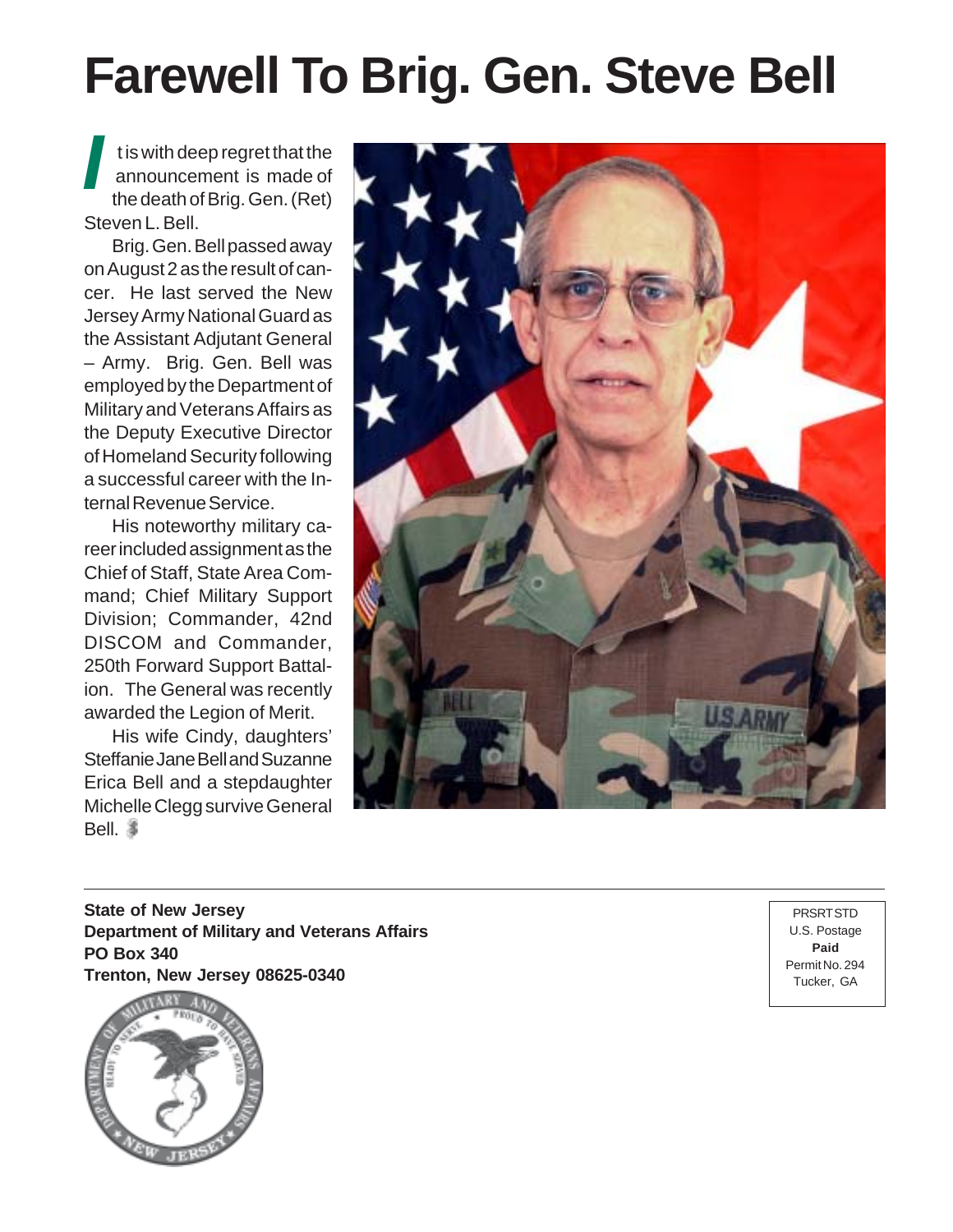# Farewell To Brig. Gen. Steve Bell

It is with deep regret that the announcement is made of the death of Brig. Gen. (Ret) Steven L. Bell.

Brig. Gen. Bell passed away on August 2 as the result of cancer. He last served the New Jersey Army National Guard as the Assistant Adjutant General – Army. Brig. Gen. Bell was employed by the Department of Military and Veterans Affairs as the Deputy Executive Director of Homeland Security following a successful career with the Internal Revenue Service.

His noteworthy military career included assignment as the Chief of Staff, State Area Command; Chief Military Support Division; Commander, 42nd DISCOM and Commander, 250th Forward Support Battalion. The General was recently awarded the Legion of Merit.

His wife Cindy, daughters' Steffanie Jane Bell and Suzanne Erica Bell and a stepdaughter Michelle Clegg survive General Bell.

---

**State of New Jersey**
**Department of Military and Veterans Affairs**
**PO Box 340**
**Trenton, New Jersey 08625-0340**

PRSRT STD
U.S. Postage
**Paid**
Permit No. 294
Tucker, GA